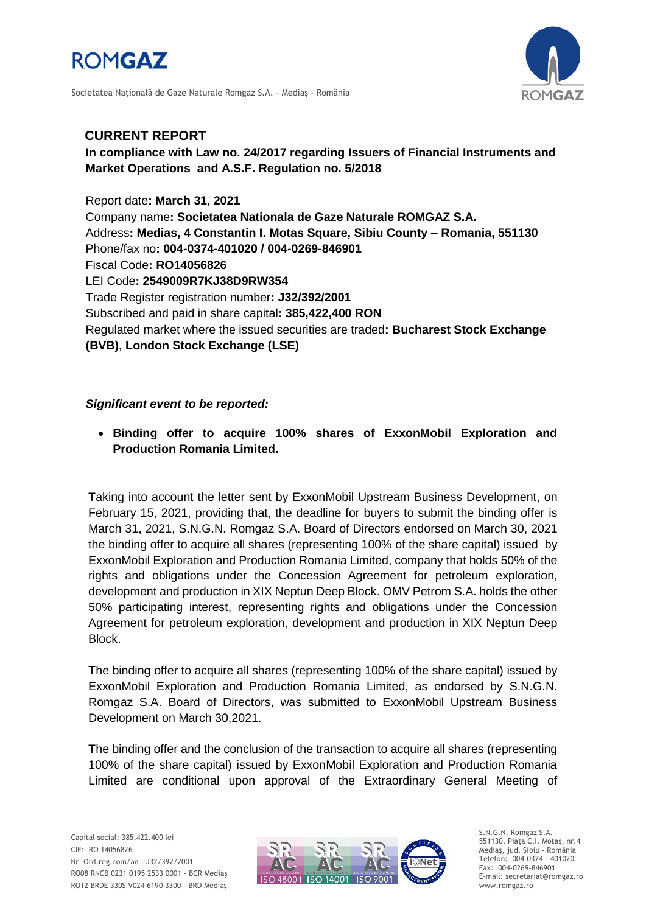# CURRENT REPORT

**In compliance with Law no. 24/2017 regarding Issuers of Financial Instruments and Market Operations and A.S.F. Regulation no. 5/2018**

Report date**: March 31, 2021**
Company name**: Societatea Nationala de Gaze Naturale ROMGAZ S.A.**
Address**: Medias, 4 Constantin I. Motas Square, Sibiu County – Romania, 551130**
Phone/fax no**: 004-0374-401020 / 004-0269-846901**
Fiscal Code**: RO14056826**
LEI Code**: 2549009R7KJ38D9RW354**
Trade Register registration number**: J32/392/2001**
Subscribed and paid in share capital**: 385,422,400 RON**
Regulated market where the issued securities are traded**: Bucharest Stock Exchange (BVB), London Stock Exchange (LSE)**

***Significant event to be reported:***

- **Binding offer to acquire 100% shares of ExxonMobil Exploration and Production Romania Limited.**

Taking into account the letter sent by ExxonMobil Upstream Business Development, on February 15, 2021, providing that, the deadline for buyers to submit the binding offer is March 31, 2021, S.N.G.N. Romgaz S.A. Board of Directors endorsed on March 30, 2021 the binding offer to acquire all shares (representing 100% of the share capital) issued by ExxonMobil Exploration and Production Romania Limited, company that holds 50% of the rights and obligations under the Concession Agreement for petroleum exploration, development and production in XIX Neptun Deep Block. OMV Petrom S.A. holds the other 50% participating interest, representing rights and obligations under the Concession Agreement for petroleum exploration, development and production in XIX Neptun Deep Block.

The binding offer to acquire all shares (representing 100% of the share capital) issued by ExxonMobil Exploration and Production Romania Limited, as endorsed by S.N.G.N. Romgaz S.A. Board of Directors, was submitted to ExxonMobil Upstream Business Development on March 30,2021.

The binding offer and the conclusion of the transaction to acquire all shares (representing 100% of the share capital) issued by ExxonMobil Exploration and Production Romania Limited are conditional upon approval of the Extraordinary General Meeting of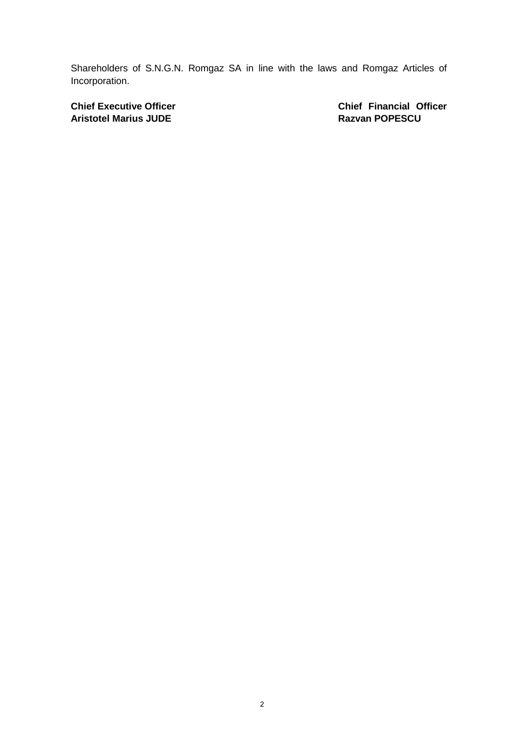Shareholders of S.N.G.N. Romgaz SA in line with the laws and Romgaz Articles of Incorporation.

| | |
|---|---|
| **Chief Executive Officer** | **Chief Financial Officer** |
| **Aristotel Marius JUDE** | **Razvan POPESCU** |